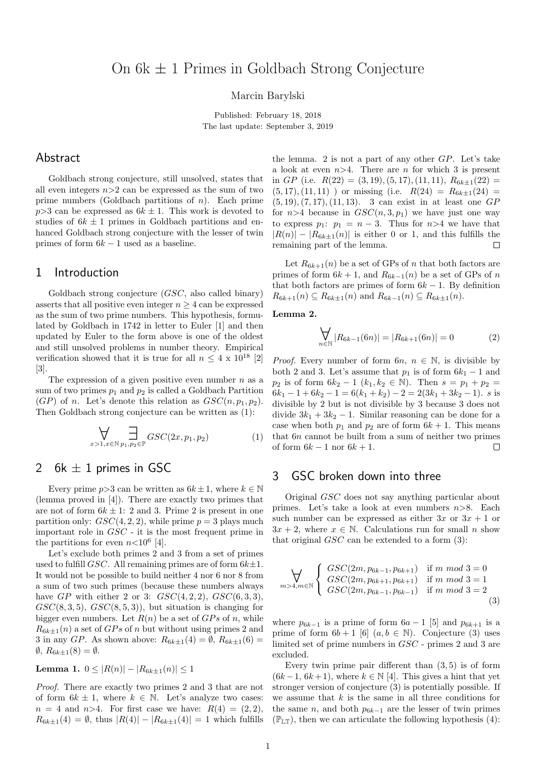# On 6k ± 1 Primes in Goldbach Strong Conjecture

Marcin Barylski

Published: February 18, 2018
The last update: September 3, 2019

## Abstract

Goldbach strong conjecture, still unsolved, states that all even integers $n>2$ can be expressed as the sum of two prime numbers (Goldbach partitions of $n$). Each prime $p>3$ can be expressed as $6k \pm 1$. This work is devoted to studies of $6k \pm 1$ primes in Goldbach partitions and enhanced Goldbach strong conjecture with the lesser of twin primes of form $6k-1$ used as a baseline.

## 1 Introduction

Goldbach strong conjecture ($GSC$, also called binary) asserts that all positive even integer $n \geq 4$ can be expressed as the sum of two prime numbers. This hypothesis, formulated by Goldbach in 1742 in letter to Euler [1] and then updated by Euler to the form above is one of the oldest and still unsolved problems in number theory. Empirical verification showed that it is true for all $n \leq 4 \text{ x } 10^{18}$ [2] [3].

The expression of a given positive even number $n$ as a sum of two primes $p_1$ and $p_2$ is called a Goldbach Partition ($GP$) of $n$. Let's denote this relation as $GSC(n, p_1, p_2)$. Then Goldbach strong conjecture can be written as (1):

$$\forall_{x>1, x \in \mathbb{N}} \exists_{p_1, p_2 \in \mathbb{P}} GSC(2x, p_1, p_2) \tag{1}$$

## 2 6k ± 1 primes in GSC

Every prime $p>3$ can be written as $6k \pm 1$, where $k \in \mathbb{N}$ (lemma proved in [4]). There are exactly two primes that are not of form $6k \pm 1$: 2 and 3. Prime 2 is present in one partition only: $GSC(4, 2, 2)$, while prime $p=3$ plays much important role in $GSC$ - it is the most frequent prime in the partitions for even $n<10^6$ [4].

Let's exclude both primes 2 and 3 from a set of primes used to fulfill $GSC$. All remaining primes are of form $6k \pm 1$. It would not be possible to build neither 4 nor 6 nor 8 from a sum of two such primes (because these numbers always have $GP$ with either 2 or 3: $GSC(4, 2, 2)$, $GSC(6, 3, 3)$, $GSC(8, 3, 5)$, $GSC(8, 5, 3)$), but situation is changing for bigger even numbers. Let $R(n)$ be a set of $GPs$ of $n$, while $R_{6k \pm 1}(n)$ a set of $GPs$ of $n$ but without using primes 2 and 3. As shown above: $R_{6k \pm 1}(4) = \emptyset$, $R_{6k \pm 1}(6) = \emptyset$, $R_{6k \pm 1}(8) = \emptyset$.

**Lemma 1.** $0 \leq |R(n)| - |R_{6k \pm 1}(n)| \leq 1$

*Proof.* There are exactly two primes 2 and 3 that are not of form $6k \pm 1$, where $k \in \mathbb{N}$. Let's analyze two cases: $n=4$ and $n>4$. For first case we have: $R(4) = (2, 2)$, $R_{6k \pm 1}(4) = \emptyset$, thus $|R(4)| - |R_{6k \pm 1}(4)| = 1$ which fulfills the lemma. 2 is not a part of any other $GP$. Let's take a look at even $n>4$. There are $n$ for which 3 is present in $GP$ (i.e. $R(22) = (3, 19), (5, 17), (11, 11)$, $R_{6k \pm 1}(22) = (5, 17), (11, 11)$ ) or missing (i.e. $R(24) = R_{6k \pm 1}(24) = (5, 19), (7, 17), (11, 13)$. 3 can exist in at least one $GP$ for $n>4$ because in $GSC(n, 3, p_1)$ we have just one way to express $p_1$: $p_1 = n-3$. Thus for $n>4$ we have that $|R(n)| - |R_{6k \pm 1}(n)|$ is either 0 or 1, and this fulfills the remaining part of the lemma. □

Let $R_{6k+1}(n)$ be a set of GPs of $n$ that both factors are primes of form $6k+1$, and $R_{6k-1}(n)$ be a set of GPs of $n$ that both factors are primes of form $6k-1$. By definition $R_{6k+1}(n) \subseteq R_{6k \pm 1}(n)$ and $R_{6k-1}(n) \subseteq R_{6k \pm 1}(n)$.

**Lemma 2.**

$$\forall_{n \in \mathbb{N}} |R_{6k-1}(6n)| = |R_{6k+1}(6n)| = 0 \tag{2}$$

*Proof.* Every number of form $6n$, $n \in \mathbb{N}$, is divisible by both 2 and 3. Let's assume that $p_1$ is of form $6k_1 - 1$ and $p_2$ is of form $6k_2 - 1$ ($k_1, k_2 \in \mathbb{N}$). Then $s = p_1 + p_2 = 6k_1 - 1 + 6k_2 - 1 = 6(k_1 + k_2) - 2 = 2(3k_1 + 3k_2 - 1)$. $s$ is divisible by 2 but is not divisible by 3 because 3 does not divide $3k_1 + 3k_2 - 1$. Similar reasoning can be done for a case when both $p_1$ and $p_2$ are of form $6k+1$. This means that $6n$ cannot be built from a sum of neither two primes of form $6k-1$ nor $6k+1$. □

## 3 GSC broken down into three

Original $GSC$ does not say anything particular about primes. Let's take a look at even numbers $n>8$. Each such number can be expressed as either $3x$ or $3x+1$ or $3x+2$, where $x \in \mathbb{N}$. Calculations run for small $n$ show that original $GSC$ can be extended to a form (3):

$$\forall_{m>4, m \in \mathbb{N}} \begin{cases} GSC(2m, p_{6k-1}, p_{6k+1}) & \text{if } m \bmod 3 = 0 \\ GSC(2m, p_{6k+1}, p_{6k+1}) & \text{if } m \bmod 3 = 1 \\ GSC(2m, p_{6k-1}, p_{6k-1}) & \text{if } m \bmod 3 = 2 \end{cases} \tag{3}$$

where $p_{6k-1}$ is a prime of form $6a-1$ [5] and $p_{6k+1}$ is a prime of form $6b+1$ [6] ($a, b \in \mathbb{N}$). Conjecture (3) uses limited set of prime numbers in $GSC$ - primes 2 and 3 are excluded.

Every twin prime pair different than $(3, 5)$ is of form $(6k-1, 6k+1)$, where $k \in \mathbb{N}$ [4]. This gives a hint that yet stronger version of conjecture (3) is potentially possible. If we assume that $k$ is the same in all three conditions for the same $n$, and $p_{6k-1}$ are the lesser of twin primes ($\mathbb{P}_{\text{LT}}$), then we can articulate the following hypothesis (4):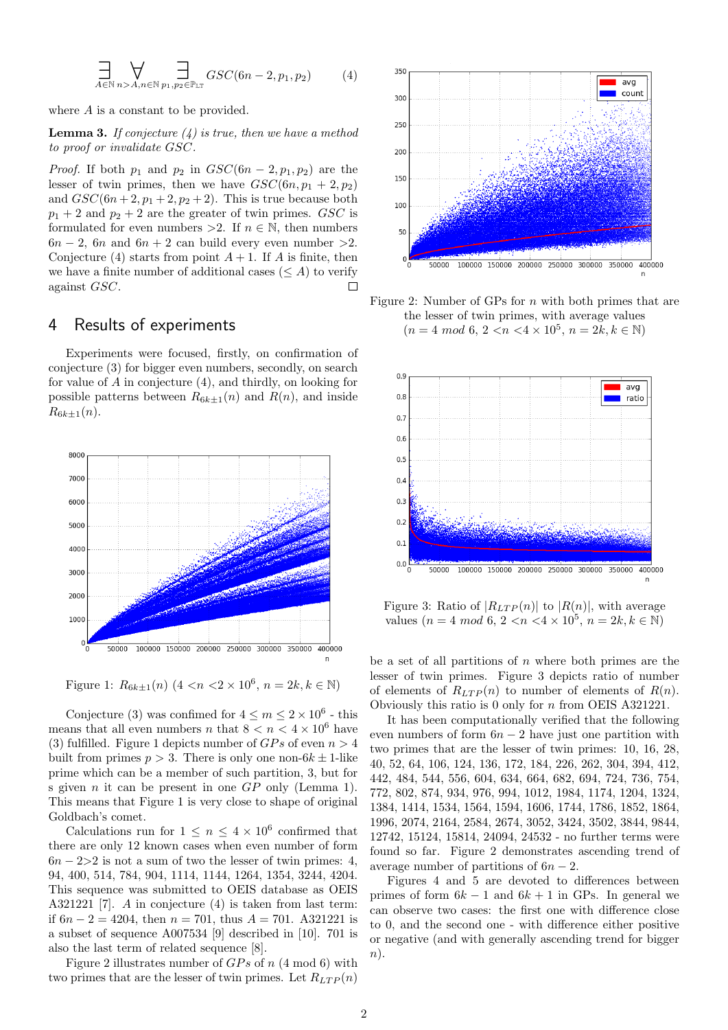$$\underset{A \in \mathbb{N}}{\exists} \; \underset{n > A, n \in \mathbb{N}}{\forall} \; \underset{p_1, p_2 \in \mathbb{P}_{LT}}{\exists} GSC(6n-2, p_1, p_2) \tag{4}$$

where $A$ is a constant to be provided.

**Lemma 3.** *If conjecture (4) is true, then we have a method to proof or invalidate GSC.*

*Proof.* If both $p_1$ and $p_2$ in $GSC(6n-2, p_1, p_2)$ are the lesser of twin primes, then we have $GSC(6n, p_1+2, p_2)$ and $GSC(6n+2, p_1+2, p_2+2)$. This is true because both $p_1+2$ and $p_2+2$ are the greater of twin primes. $GSC$ is formulated for even numbers $>2$. If $n \in \mathbb{N}$, then numbers $6n-2$, $6n$ and $6n+2$ can build every even number $>2$. Conjecture (4) starts from point $A+1$. If $A$ is finite, then we have a finite number of additional cases ($\leq A$) to verify against $GSC$. □

## 4 Results of experiments

Experiments were focused, firstly, on confirmation of conjecture (3) for bigger even numbers, secondly, on search for value of $A$ in conjecture (4), and thirdly, on looking for possible patterns between $R_{6k\pm1}(n)$ and $R(n)$, and inside $R_{6k\pm1}(n)$.

Figure 1: $R_{6k\pm1}(n)$ $(4 < n < 2 \times 10^6,\ n = 2k, k \in \mathbb{N})$

Conjecture (3) was confined for $4 \leq m \leq 2 \times 10^6$ - this means that all even numbers $n$ that $8 < n < 4 \times 10^6$ have (3) fulfilled. Figure 1 depicts number of $GPs$ of even $n > 4$ built from primes $p > 3$. There is only one non-$6k \pm 1$-like prime which can be a member of such partition, 3, but for s given $n$ it can be present in one $GP$ only (Lemma 1). This means that Figure 1 is very close to shape of original Goldbach's comet.

Calculations run for $1 \leq n \leq 4 \times 10^6$ confirmed that there are only 12 known cases when even number of form $6n-2>2$ is not a sum of two the lesser of twin primes: 4, 94, 400, 514, 784, 904, 1114, 1144, 1264, 1354, 3244, 4204. This sequence was submitted to OEIS database as OEIS A321221 [7]. $A$ in conjecture (4) is taken from last term: if $6n-2 = 4204$, then $n = 701$, thus $A = 701$. A321221 is a subset of sequence A007534 [9] described in [10]. 701 is also the last term of related sequence [8].

Figure 2 illustrates number of $GPs$ of $n$ (4 mod 6) with two primes that are the lesser of twin primes. Let $R_{LTP}(n)$ be a set of all partitions of $n$ where both primes are the lesser of twin primes. Figure 3 depicts ratio of number of elements of $R_{LTP}(n)$ to number of elements of $R(n)$. Obviously this ratio is 0 only for $n$ from OEIS A321221.

Figure 2: Number of GPs for $n$ with both primes that are the lesser of twin primes, with average values $(n = 4 \bmod 6,\ 2 < n < 4 \times 10^5,\ n = 2k, k \in \mathbb{N})$

Figure 3: Ratio of $|R_{LTP}(n)|$ to $|R(n)|$, with average values $(n = 4 \bmod 6,\ 2 < n < 4 \times 10^5,\ n = 2k, k \in \mathbb{N})$

It has been computationally verified that the following even numbers of form $6n-2$ have just one partition with two primes that are the lesser of twin primes: 10, 16, 28, 40, 52, 64, 106, 124, 136, 172, 184, 226, 262, 304, 394, 412, 442, 484, 544, 556, 604, 634, 664, 682, 694, 724, 736, 754, 772, 802, 874, 934, 976, 994, 1012, 1984, 1174, 1204, 1324, 1384, 1414, 1534, 1564, 1594, 1606, 1744, 1786, 1852, 1864, 1996, 2074, 2164, 2584, 2674, 3052, 3424, 3502, 3844, 9844, 12742, 15124, 15814, 24094, 24532 - no further terms were found so far. Figure 2 demonstrates ascending trend of average number of partitions of $6n-2$.

Figures 4 and 5 are devoted to differences between primes of form $6k-1$ and $6k+1$ in GPs. In general we can observe two cases: the first one with difference close to 0, and the second one - with difference either positive or negative (and with generally ascending trend for bigger $n$).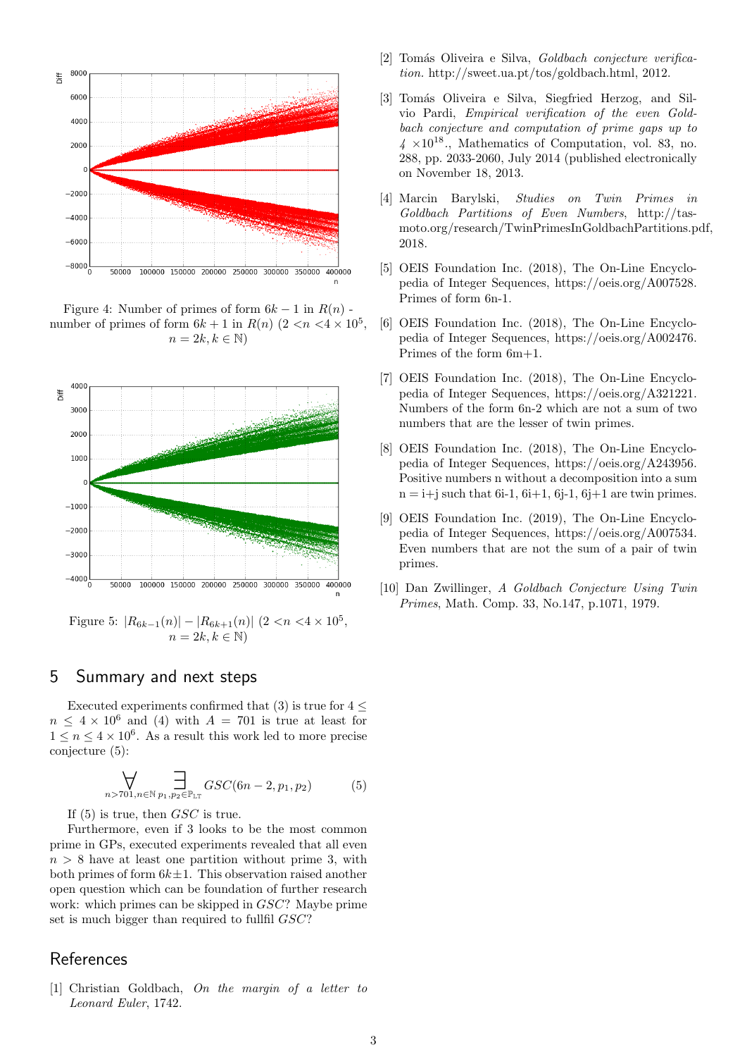Diff

8000
6000
4000
2000
0
−2000
−4000
−6000
−8000

0 50000 100000 150000 200000 250000 300000 350000 400000

n

Figure 4: Number of primes of form $6k-1$ in $R(n)$ - number of primes of form $6k+1$ in $R(n)$ ($2 < n < 4 \times 10^5$, $n = 2k, k \in \mathbb{N}$)

Diff

4000
3000
2000
1000
0
−1000
−2000
−3000
−4000

0 50000 100000 150000 200000 250000 300000 350000 400000

n

Figure 5: $|R_{6k-1}(n)| - |R_{6k+1}(n)|$ ($2 < n < 4 \times 10^5$, $n = 2k, k \in \mathbb{N}$)

## 5 Summary and next steps

Executed experiments confirmed that (3) is true for $4 \leq n \leq 4 \times 10^6$ and (4) with $A = 701$ is true at least for $1 \leq n \leq 4 \times 10^6$. As a result this work led to more precise conjecture (5):

$$\forall_{n>701, n\in\mathbb{N}} \; \exists_{p_1,p_2\in\mathbb{P}_{\mathrm{LT}}} GSC(6n-2, p_1, p_2) \tag{5}$$

If (5) is true, then $GSC$ is true.

Furthermore, even if 3 looks to be the most common prime in GPs, executed experiments revealed that all even $n > 8$ have at least one partition without prime 3, with both primes of form $6k\pm1$. This observation raised another open question which can be foundation of further research work: which primes can be skipped in $GSC$? Maybe prime set is much bigger than required to fullfil $GSC$?

## References

[1] Christian Goldbach, *On the margin of a letter to Leonard Euler*, 1742.

[2] Tomás Oliveira e Silva, *Goldbach conjecture verification.* http://sweet.ua.pt/tos/goldbach.html, 2012.

[3] Tomás Oliveira e Silva, Siegfried Herzog, and Silvio Pardi, *Empirical verification of the even Goldbach conjecture and computation of prime gaps up to 4* $\times 10^{18}$., Mathematics of Computation, vol. 83, no. 288, pp. 2033-2060, July 2014 (published electronically on November 18, 2013.

[4] Marcin Barylski, *Studies on Twin Primes in Goldbach Partitions of Even Numbers*, http://tasmoto.org/research/TwinPrimesInGoldbachPartitions.pdf, 2018.

[5] OEIS Foundation Inc. (2018), The On-Line Encyclopedia of Integer Sequences, https://oeis.org/A007528. Primes of form 6n-1.

[6] OEIS Foundation Inc. (2018), The On-Line Encyclopedia of Integer Sequences, https://oeis.org/A002476. Primes of the form 6m+1.

[7] OEIS Foundation Inc. (2018), The On-Line Encyclopedia of Integer Sequences, https://oeis.org/A321221. Numbers of the form 6n-2 which are not a sum of two numbers that are the lesser of twin primes.

[8] OEIS Foundation Inc. (2018), The On-Line Encyclopedia of Integer Sequences, https://oeis.org/A243956. Positive numbers n without a decomposition into a sum n = i+j such that 6i-1, 6i+1, 6j-1, 6j+1 are twin primes.

[9] OEIS Foundation Inc. (2019), The On-Line Encyclopedia of Integer Sequences, https://oeis.org/A007534. Even numbers that are not the sum of a pair of twin primes.

[10] Dan Zwillinger, *A Goldbach Conjecture Using Twin Primes*, Math. Comp. 33, No.147, p.1071, 1979.